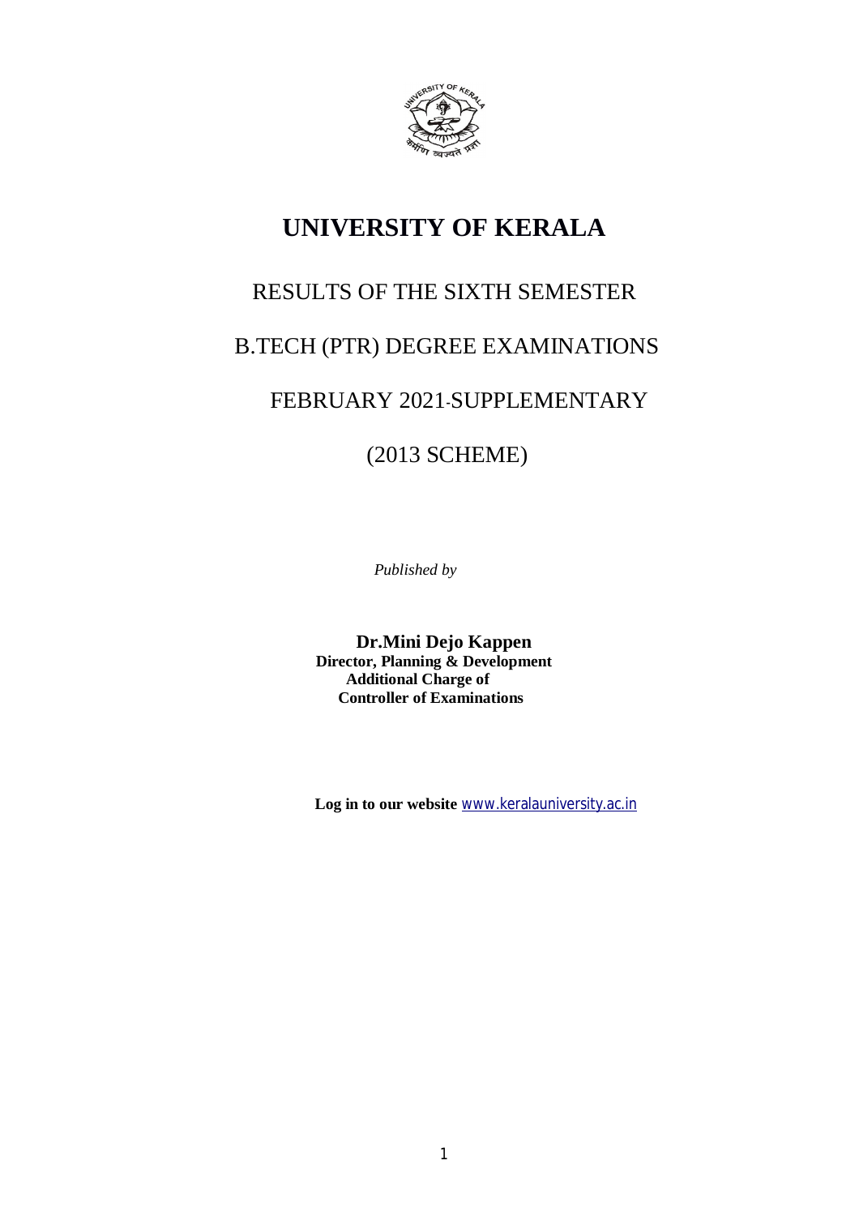# UNIVERSITY OF KERALA

## RESULTS OF THE SIXTH SEMESTER

## B.TECH (PTR) DEGREE EXAMINATIONS

## FEBRUARY 2021-SUPPLEMENTARY

## (2013 SCHEME)

*Published by*

**Dr.Mini Dejo Kappen**
**Director, Planning & Development**
**Additional Charge of**
**Controller of Examinations**

**Log in to our website** www.keralauniversity.ac.in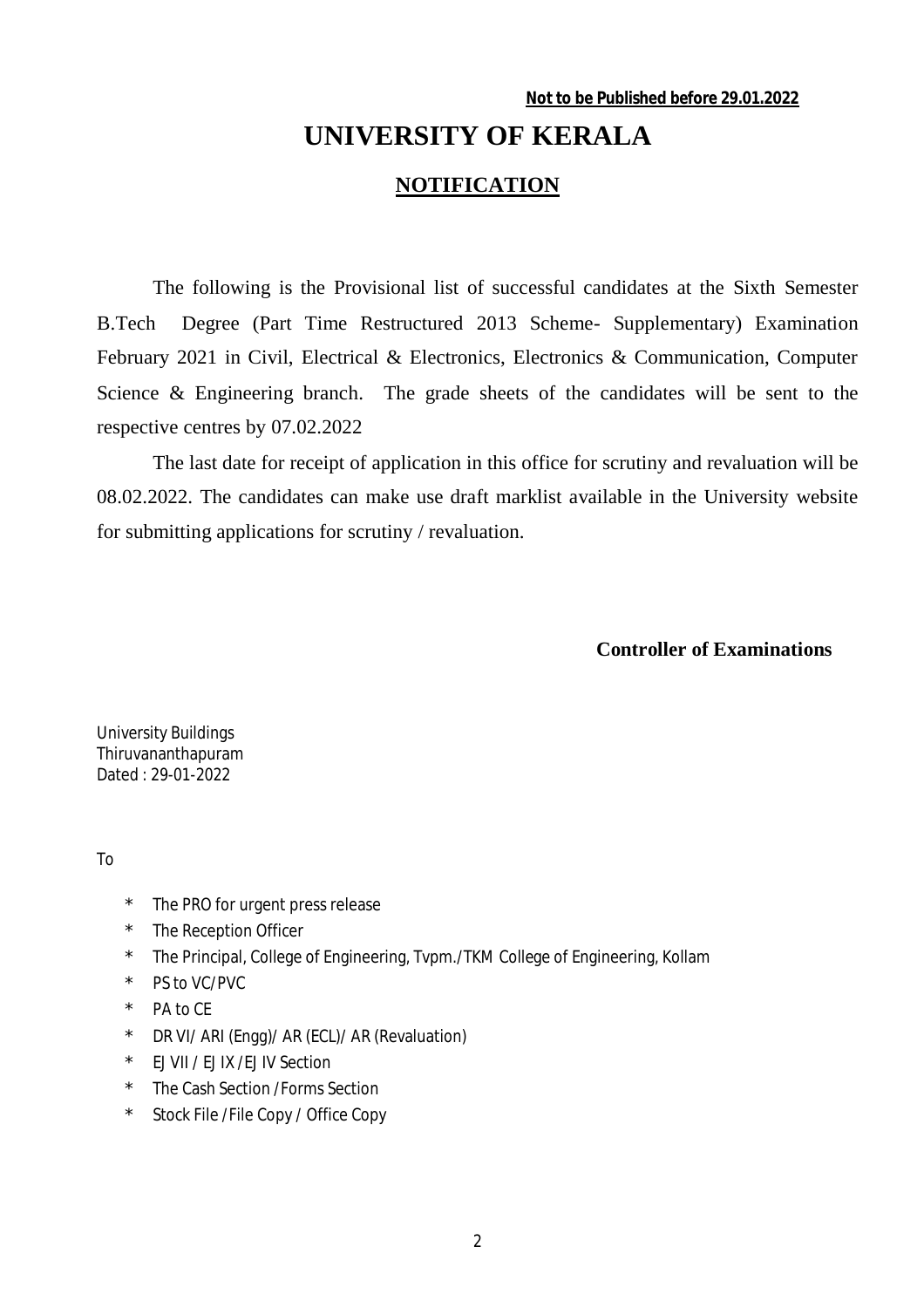**Not to be Published before 29.01.2022**

# UNIVERSITY OF KERALA

## NOTIFICATION

The following is the Provisional list of successful candidates at the Sixth Semester B.Tech Degree (Part Time Restructured 2013 Scheme- Supplementary) Examination February 2021 in Civil, Electrical & Electronics, Electronics & Communication, Computer Science & Engineering branch. The grade sheets of the candidates will be sent to the respective centres by 07.02.2022

The last date for receipt of application in this office for scrutiny and revaluation will be 08.02.2022. The candidates can make use draft marklist available in the University website for submitting applications for scrutiny / revaluation.

**Controller of Examinations**

University Buildings
Thiruvananthapuram
Dated : 29-01-2022

To

- The PRO for urgent press release
- The Reception Officer
- The Principal, College of Engineering, Tvpm./TKM College of Engineering, Kollam
- PS to VC/PVC
- PA to CE
- DR VI/ ARI (Engg)/ AR (ECL)/ AR (Revaluation)
- EJ VII / EJ IX /EJ IV Section
- The Cash Section /Forms Section
- Stock File /File Copy / Office Copy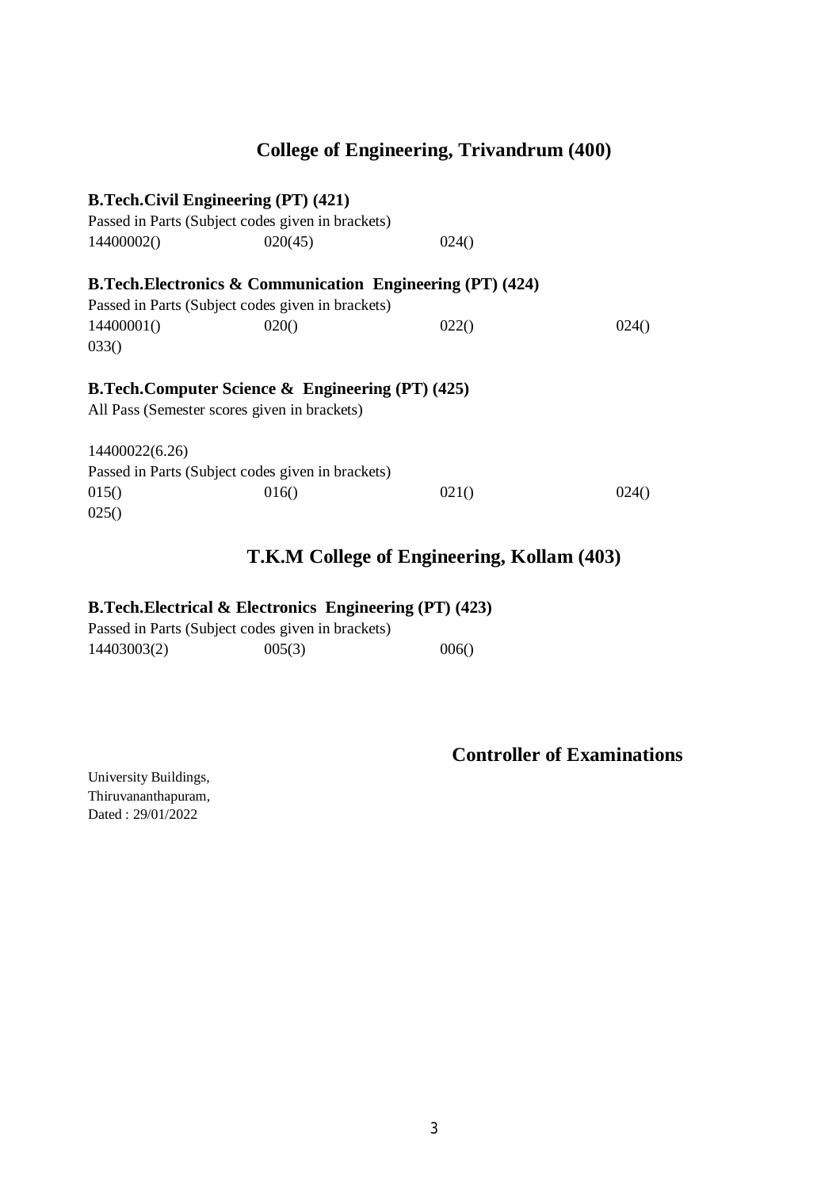## College of Engineering, Trivandrum (400)

### B.Tech.Civil Engineering (PT) (421)

Passed in Parts (Subject codes given in brackets)

| | | | |
|---|---|---|---|
| 14400002() | 020(45) | 024() | |

### B.Tech.Electronics & Communication Engineering (PT) (424)

Passed in Parts (Subject codes given in brackets)

| | | | |
|---|---|---|---|
| 14400001() | 020() | 022() | 024() |
| 033() | | | |

### B.Tech.Computer Science & Engineering (PT) (425)

All Pass (Semester scores given in brackets)

14400022(6.26)

Passed in Parts (Subject codes given in brackets)

| | | | |
|---|---|---|---|
| 015() | 016() | 021() | 024() |
| 025() | | | |

## T.K.M College of Engineering, Kollam (403)

### B.Tech.Electrical & Electronics Engineering (PT) (423)

Passed in Parts (Subject codes given in brackets)

| | | | |
|---|---|---|---|
| 14403003(2) | 005(3) | 006() | |

**Controller of Examinations**

University Buildings,
Thiruvananthapuram,
Dated : 29/01/2022